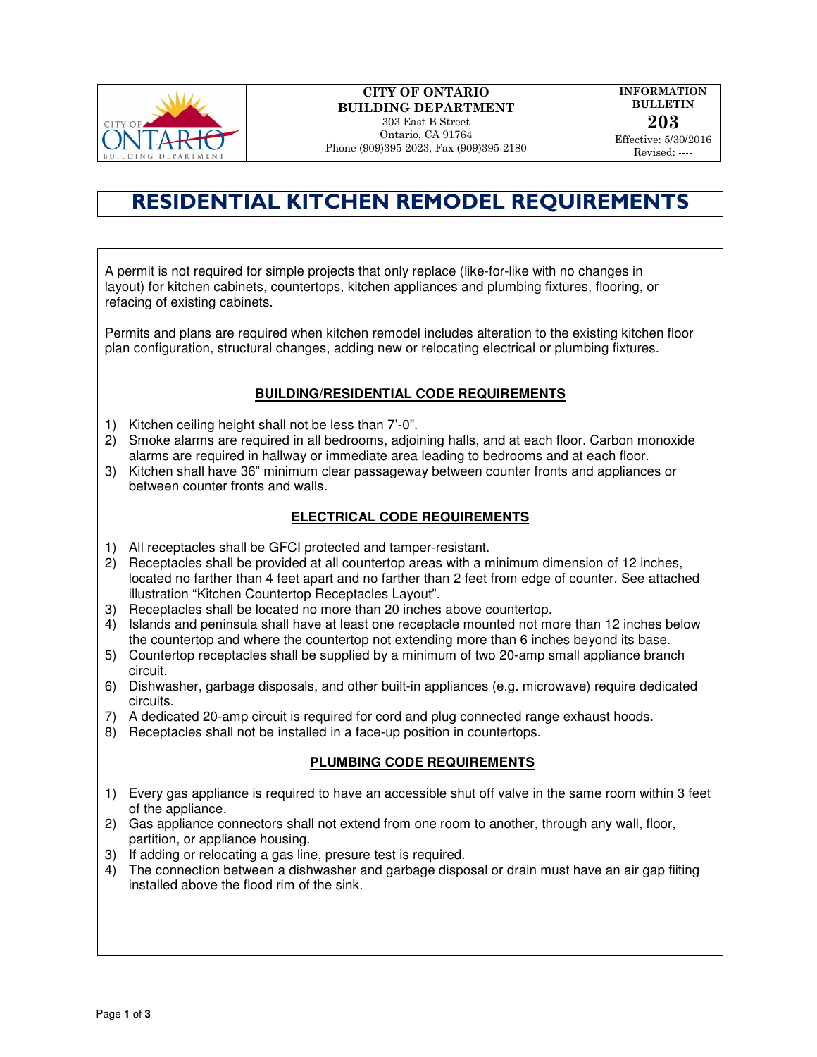**CITY OF ONTARIO**
**BUILDING DEPARTMENT**
303 East B Street
Ontario, CA 91764
Phone (909)395-2023, Fax (909)395-2180

**INFORMATION BULLETIN**
**203**
Effective: 5/30/2016
Revised: ----

# RESIDENTIAL KITCHEN REMODEL REQUIREMENTS

A permit is not required for simple projects that only replace (like-for-like with no changes in layout) for kitchen cabinets, countertops, kitchen appliances and plumbing fixtures, flooring, or refacing of existing cabinets.

Permits and plans are required when kitchen remodel includes alteration to the existing kitchen floor plan configuration, structural changes, adding new or relocating electrical or plumbing fixtures.

## BUILDING/RESIDENTIAL CODE REQUIREMENTS

1) Kitchen ceiling height shall not be less than 7'-0".
2) Smoke alarms are required in all bedrooms, adjoining halls, and at each floor. Carbon monoxide alarms are required in hallway or immediate area leading to bedrooms and at each floor.
3) Kitchen shall have 36" minimum clear passageway between counter fronts and appliances or between counter fronts and walls.

## ELECTRICAL CODE REQUIREMENTS

1) All receptacles shall be GFCI protected and tamper-resistant.
2) Receptacles shall be provided at all countertop areas with a minimum dimension of 12 inches, located no farther than 4 feet apart and no farther than 2 feet from edge of counter. See attached illustration "Kitchen Countertop Receptacles Layout".
3) Receptacles shall be located no more than 20 inches above countertop.
4) Islands and peninsula shall have at least one receptacle mounted not more than 12 inches below the countertop and where the countertop not extending more than 6 inches beyond its base.
5) Countertop receptacles shall be supplied by a minimum of two 20-amp small appliance branch circuit.
6) Dishwasher, garbage disposals, and other built-in appliances (e.g. microwave) require dedicated circuits.
7) A dedicated 20-amp circuit is required for cord and plug connected range exhaust hoods.
8) Receptacles shall not be installed in a face-up position in countertops.

## PLUMBING CODE REQUIREMENTS

1) Every gas appliance is required to have an accessible shut off valve in the same room within 3 feet of the appliance.
2) Gas appliance connectors shall not extend from one room to another, through any wall, floor, partition, or appliance housing.
3) If adding or relocating a gas line, presure test is required.
4) The connection between a dishwasher and garbage disposal or drain must have an air gap fiiting installed above the flood rim of the sink.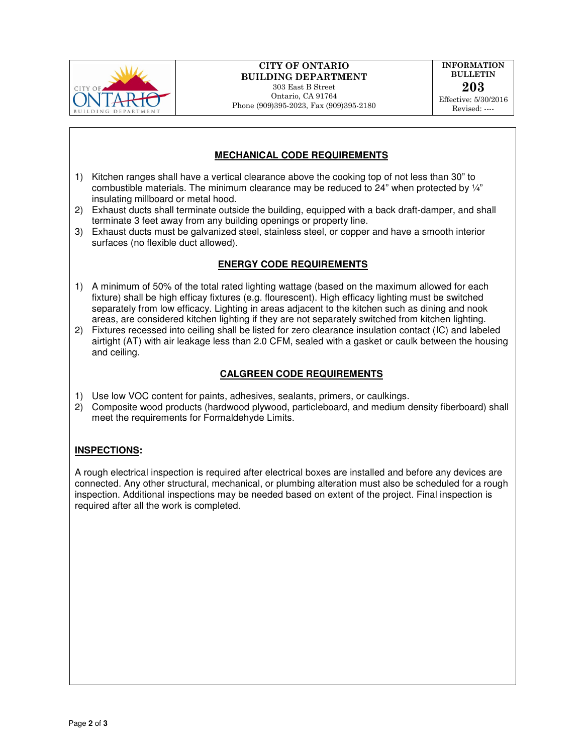| CITY OF ONTARIO BUILDING DEPARTMENT | CITY OF ONTARIO BUILDING DEPARTMENT 303 East B Street Ontario, CA 91764 Phone (909)395-2023, Fax (909)395-2180 | INFORMATION BULLETIN **203** Effective: 5/30/2016 Revised: ---- |
|---|---|---|

## MECHANICAL CODE REQUIREMENTS

1) Kitchen ranges shall have a vertical clearance above the cooking top of not less than 30" to combustible materials. The minimum clearance may be reduced to 24" when protected by ¼" insulating millboard or metal hood.
2) Exhaust ducts shall terminate outside the building, equipped with a back draft-damper, and shall terminate 3 feet away from any building openings or property line.
3) Exhaust ducts must be galvanized steel, stainless steel, or copper and have a smooth interior surfaces (no flexible duct allowed).

## ENERGY CODE REQUIREMENTS

1) A minimum of 50% of the total rated lighting wattage (based on the maximum allowed for each fixture) shall be high efficay fixtures (e.g. flourescent). High efficacy lighting must be switched separately from low efficacy. Lighting in areas adjacent to the kitchen such as dining and nook areas, are considered kitchen lighting if they are not separately switched from kitchen lighting.
2) Fixtures recessed into ceiling shall be listed for zero clearance insulation contact (IC) and labeled airtight (AT) with air leakage less than 2.0 CFM, sealed with a gasket or caulk between the housing and ceiling.

## CALGREEN CODE REQUIREMENTS

1) Use low VOC content for paints, adhesives, sealants, primers, or caulkings.
2) Composite wood products (hardwood plywood, particleboard, and medium density fiberboard) shall meet the requirements for Formaldehyde Limits.

## INSPECTIONS:

A rough electrical inspection is required after electrical boxes are installed and before any devices are connected. Any other structural, mechanical, or plumbing alteration must also be scheduled for a rough inspection. Additional inspections may be needed based on extent of the project. Final inspection is required after all the work is completed.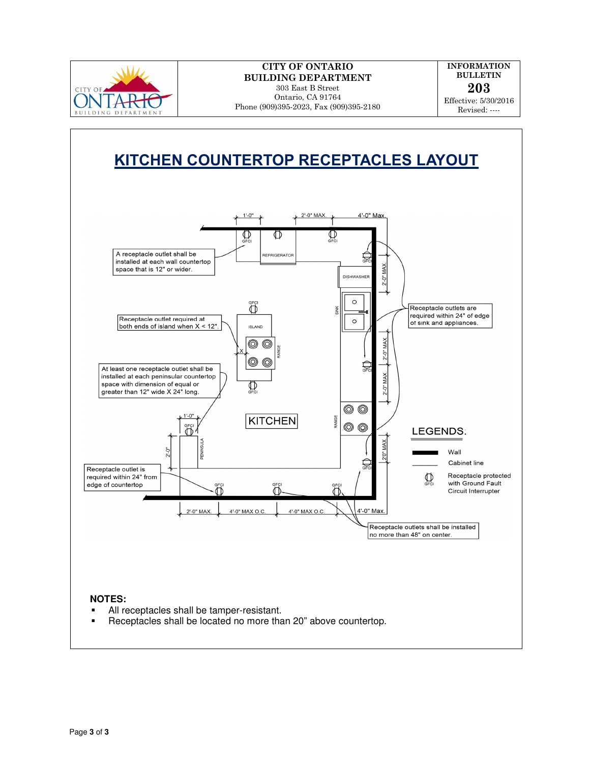| CITY OF ONTARIO BUILDING DEPARTMENT | CITY OF ONTARIO BUILDING DEPARTMENT<br>303 East B Street<br>Ontario, CA 91764<br>Phone (909)395-2023, Fax (909)395-2180 | INFORMATION BULLETIN<br>**203**<br>Effective: 5/30/2016<br>Revised: ---- |
|---|---|---|

# KITCHEN COUNTERTOP RECEPTACLES LAYOUT

1'-0"
2'-0" MAX.
4'-0" Max.
GFCI
REFRIGERATOR
A receptacle outlet shall be installed at each wall countertop space that is 12" or wider.
DISHWASHER
2'-0" MAX
SINK
Receptacle outlets are required within 24" of edge of sink and appliances.
ISLAND
Receptacle outlet required at both ends of island when X < 12".
X
RANGE
2'-0" MAX
2'-0" MAX
At least one receptacle outlet shall be installed at each peninsular countertop space with dimension of equal or greater than 12" wide X 24" long.
KITCHEN
RANGE
1'-0"
PENINSULA
2'-0"
2'0" MAX
Receptacle outlet is required within 24" from edge of countertop
2'-0" MAX.
4'-0" MAX O.C.
4'-0" MAX O.C.
4'-0" Max.
Receptacle outlets shall be installed no more than 48" on center.

LEGENDS:

Wall
Cabinet line
GFCI Receptacle protected with Ground Fault Circuit Interrupter

**NOTES:**

- All receptacles shall be tamper-resistant.
- Receptacles shall be located no more than 20" above countertop.